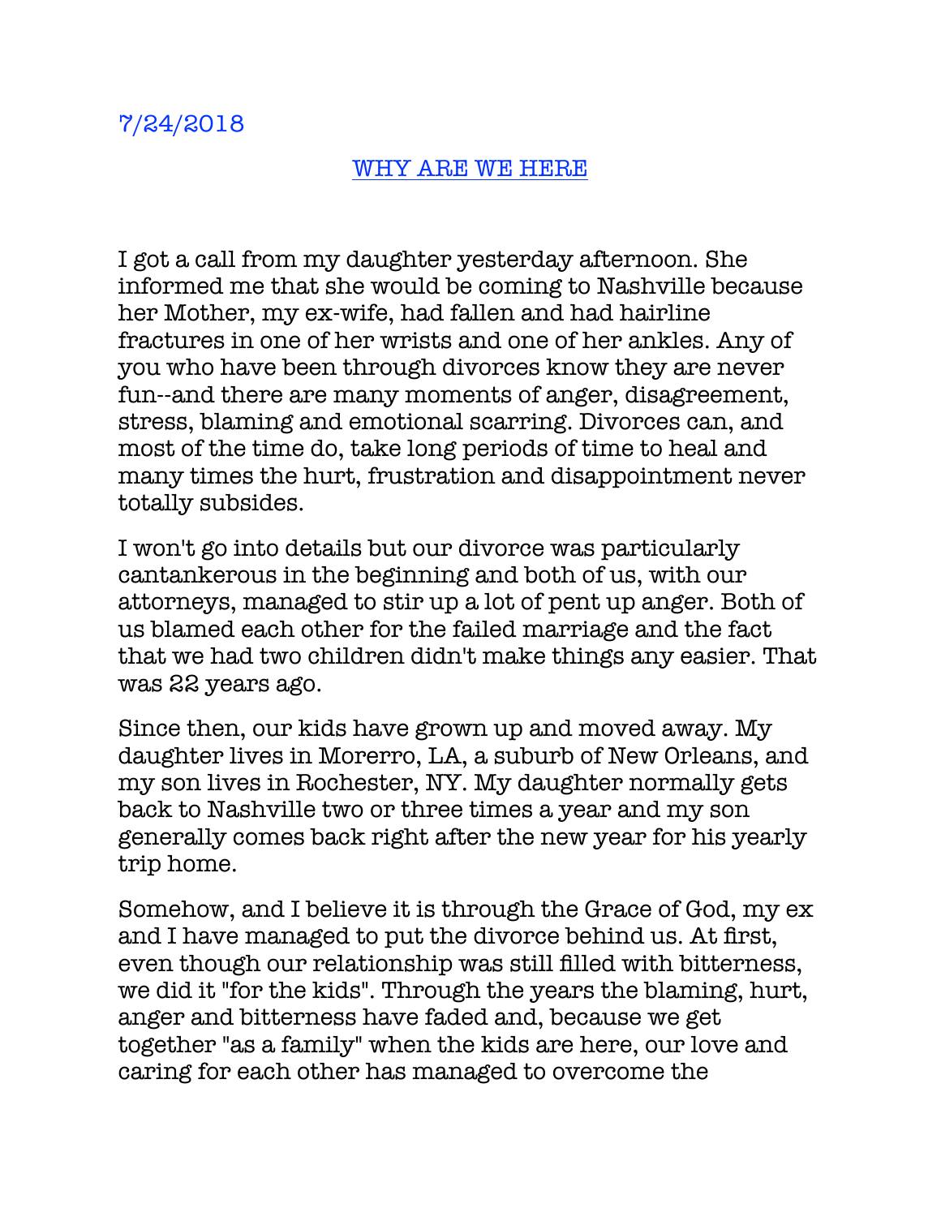7/24/2018

## WHY ARE WE HERE

I got a call from my daughter yesterday afternoon. She informed me that she would be coming to Nashville because her Mother, my ex-wife, had fallen and had hairline fractures in one of her wrists and one of her ankles. Any of you who have been through divorces know they are never fun--and there are many moments of anger, disagreement, stress, blaming and emotional scarring. Divorces can, and most of the time do, take long periods of time to heal and many times the hurt, frustration and disappointment never totally subsides.

I won't go into details but our divorce was particularly cantankerous in the beginning and both of us, with our attorneys, managed to stir up a lot of pent up anger. Both of us blamed each other for the failed marriage and the fact that we had two children didn't make things any easier. That was 22 years ago.

Since then, our kids have grown up and moved away. My daughter lives in Morerro, LA, a suburb of New Orleans, and my son lives in Rochester, NY. My daughter normally gets back to Nashville two or three times a year and my son generally comes back right after the new year for his yearly trip home.

Somehow, and I believe it is through the Grace of God, my ex and I have managed to put the divorce behind us. At first, even though our relationship was still filled with bitterness, we did it "for the kids". Through the years the blaming, hurt, anger and bitterness have faded and, because we get together "as a family" when the kids are here, our love and caring for each other has managed to overcome the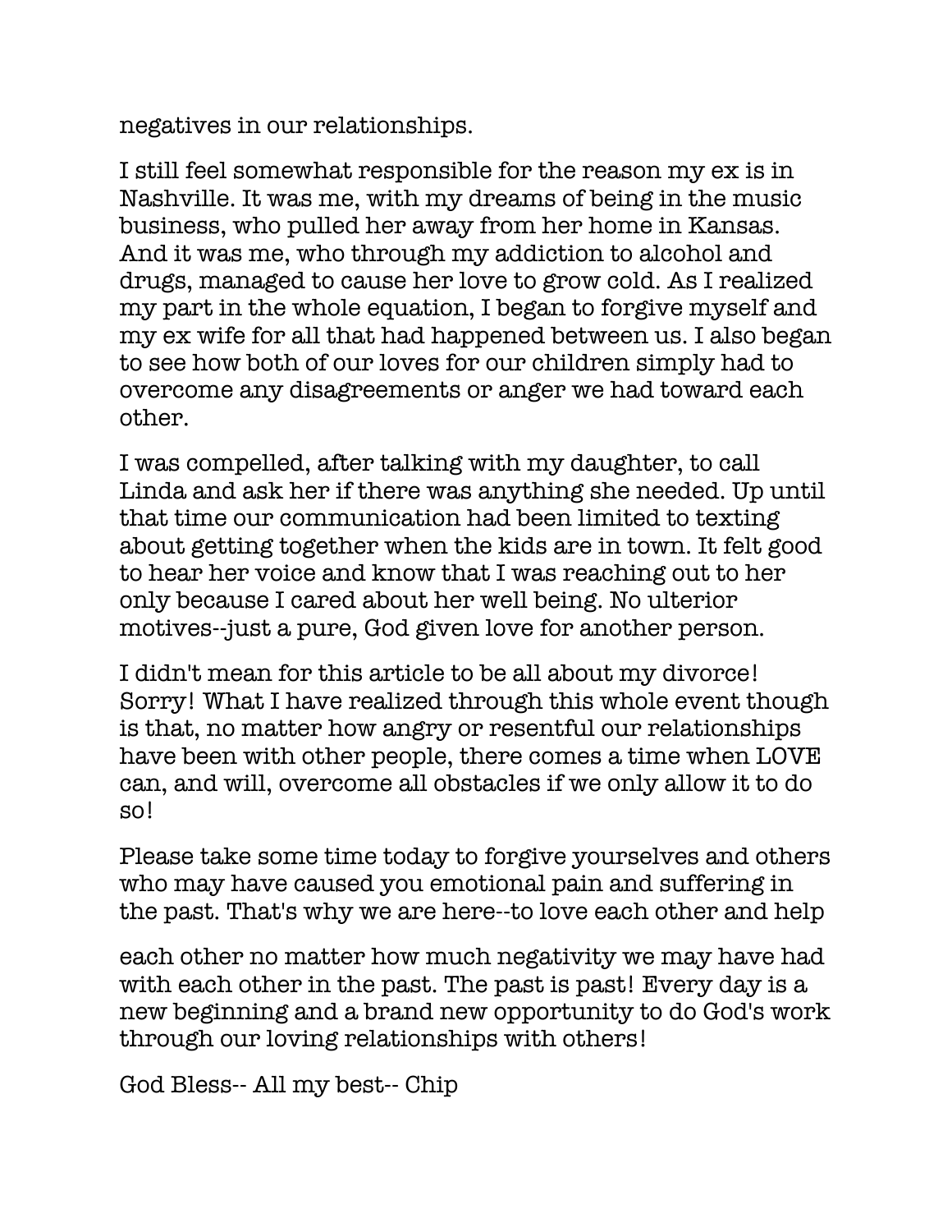negatives in our relationships.

I still feel somewhat responsible for the reason my ex is in Nashville. It was me, with my dreams of being in the music business, who pulled her away from her home in Kansas. And it was me, who through my addiction to alcohol and drugs, managed to cause her love to grow cold. As I realized my part in the whole equation, I began to forgive myself and my ex wife for all that had happened between us. I also began to see how both of our loves for our children simply had to overcome any disagreements or anger we had toward each other.

I was compelled, after talking with my daughter, to call Linda and ask her if there was anything she needed. Up until that time our communication had been limited to texting about getting together when the kids are in town. It felt good to hear her voice and know that I was reaching out to her only because I cared about her well being. No ulterior motives--just a pure, God given love for another person.

I didn't mean for this article to be all about my divorce! Sorry! What I have realized through this whole event though is that, no matter how angry or resentful our relationships have been with other people, there comes a time when LOVE can, and will, overcome all obstacles if we only allow it to do so!

Please take some time today to forgive yourselves and others who may have caused you emotional pain and suffering in the past. That's why we are here--to love each other and help each other no matter how much negativity we may have had with each other in the past. The past is past! Every day is a new beginning and a brand new opportunity to do God's work through our loving relationships with others!

God Bless-- All my best-- Chip